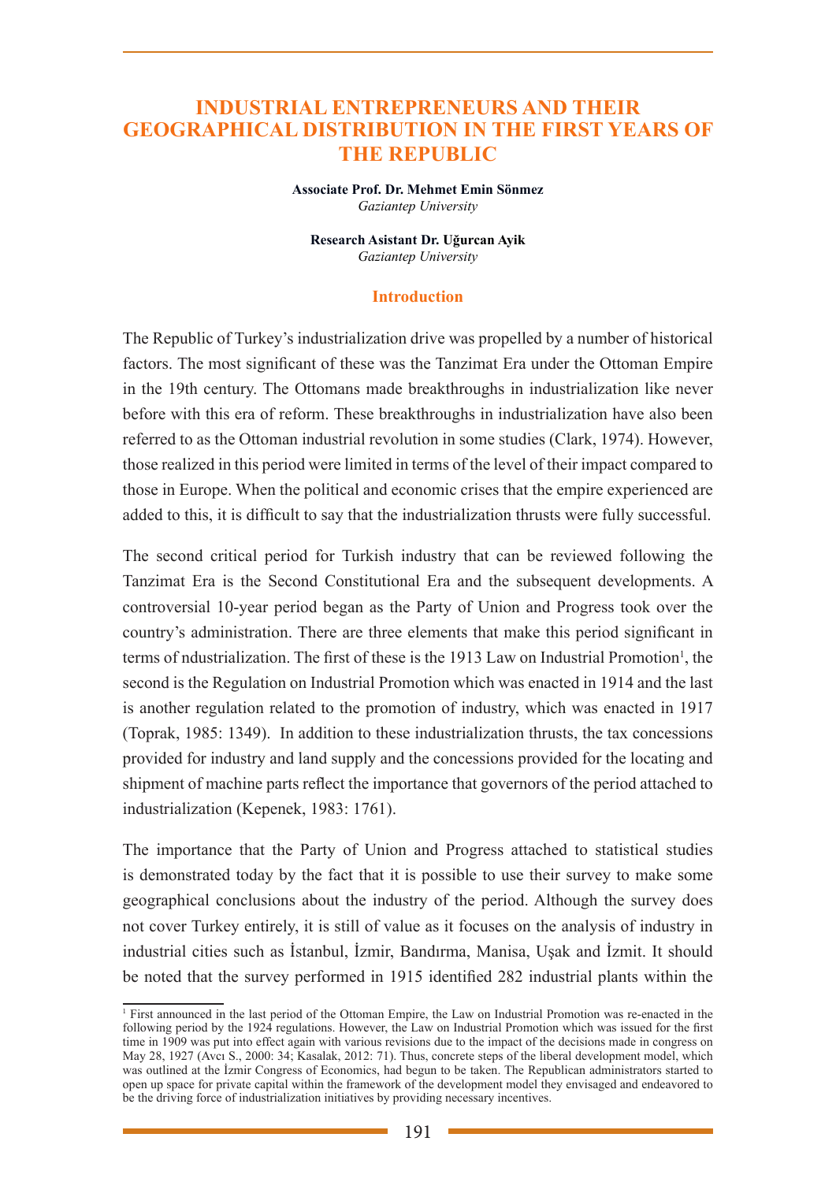# INDUSTRIAL ENTREPRENEURS AND THEIR GEOGRAPHICAL DISTRIBUTION IN THE FIRST YEARS OF THE REPUBLIC

**Associate Prof. Dr. Mehmet Emin Sönmez**
*Gaziantep University*

**Research Asistant Dr. Uğurcan Ayik**
*Gaziantep University*

## Introduction

The Republic of Turkey's industrialization drive was propelled by a number of historical factors. The most significant of these was the Tanzimat Era under the Ottoman Empire in the 19th century. The Ottomans made breakthroughs in industrialization like never before with this era of reform. These breakthroughs in industrialization have also been referred to as the Ottoman industrial revolution in some studies (Clark, 1974). However, those realized in this period were limited in terms of the level of their impact compared to those in Europe. When the political and economic crises that the empire experienced are added to this, it is difficult to say that the industrialization thrusts were fully successful.

The second critical period for Turkish industry that can be reviewed following the Tanzimat Era is the Second Constitutional Era and the subsequent developments. A controversial 10-year period began as the Party of Union and Progress took over the country's administration. There are three elements that make this period significant in terms of ndustrialization. The first of these is the 1913 Law on Industrial Promotion[1], the second is the Regulation on Industrial Promotion which was enacted in 1914 and the last is another regulation related to the promotion of industry, which was enacted in 1917 (Toprak, 1985: 1349). In addition to these industrialization thrusts, the tax concessions provided for industry and land supply and the concessions provided for the locating and shipment of machine parts reflect the importance that governors of the period attached to industrialization (Kepenek, 1983: 1761).

The importance that the Party of Union and Progress attached to statistical studies is demonstrated today by the fact that it is possible to use their survey to make some geographical conclusions about the industry of the period. Although the survey does not cover Turkey entirely, it is still of value as it focuses on the analysis of industry in industrial cities such as İstanbul, İzmir, Bandırma, Manisa, Uşak and İzmit. It should be noted that the survey performed in 1915 identified 282 industrial plants within the

[1] First announced in the last period of the Ottoman Empire, the Law on Industrial Promotion was re-enacted in the following period by the 1924 regulations. However, the Law on Industrial Promotion which was issued for the first time in 1909 was put into effect again with various revisions due to the impact of the decisions made in congress on May 28, 1927 (Avcı S., 2000: 34; Kasalak, 2012: 71). Thus, concrete steps of the liberal development model, which was outlined at the İzmir Congress of Economics, had begun to be taken. The Republican administrators started to open up space for private capital within the framework of the development model they envisaged and endeavored to be the driving force of industrialization initiatives by providing necessary incentives.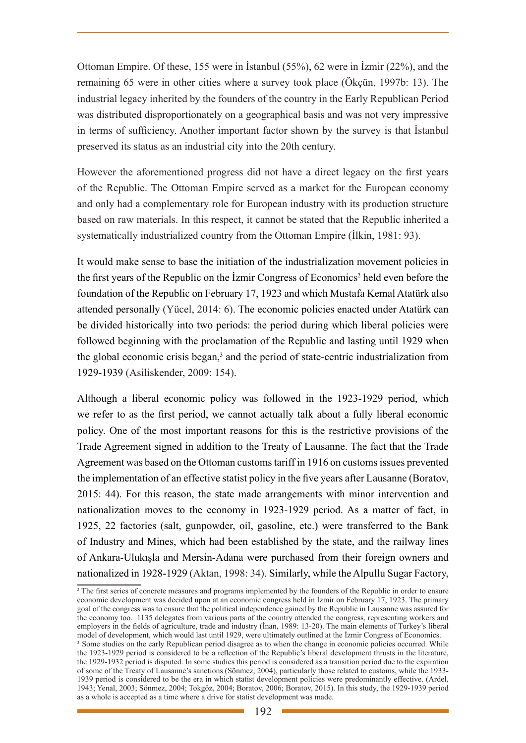Ottoman Empire. Of these, 155 were in İstanbul (55%), 62 were in İzmir (22%), and the remaining 65 were in other cities where a survey took place (Ökçün, 1997b: 13). The industrial legacy inherited by the founders of the country in the Early Republican Period was distributed disproportionately on a geographical basis and was not very impressive in terms of sufficiency. Another important factor shown by the survey is that İstanbul preserved its status as an industrial city into the 20th century.

However the aforementioned progress did not have a direct legacy on the first years of the Republic. The Ottoman Empire served as a market for the European economy and only had a complementary role for European industry with its production structure based on raw materials. In this respect, it cannot be stated that the Republic inherited a systematically industrialized country from the Ottoman Empire (İlkin, 1981: 93).

It would make sense to base the initiation of the industrialization movement policies in the first years of the Republic on the İzmir Congress of Economics[2] held even before the foundation of the Republic on February 17, 1923 and which Mustafa Kemal Atatürk also attended personally (Yücel, 2014: 6). The economic policies enacted under Atatürk can be divided historically into two periods: the period during which liberal policies were followed beginning with the proclamation of the Republic and lasting until 1929 when the global economic crisis began,[3] and the period of state-centric industrialization from 1929-1939 (Asiliskender, 2009: 154).

Although a liberal economic policy was followed in the 1923-1929 period, which we refer to as the first period, we cannot actually talk about a fully liberal economic policy. One of the most important reasons for this is the restrictive provisions of the Trade Agreement signed in addition to the Treaty of Lausanne. The fact that the Trade Agreement was based on the Ottoman customs tariff in 1916 on customs issues prevented the implementation of an effective statist policy in the five years after Lausanne (Boratov, 2015: 44). For this reason, the state made arrangements with minor intervention and nationalization moves to the economy in 1923-1929 period. As a matter of fact, in 1925, 22 factories (salt, gunpowder, oil, gasoline, etc.) were transferred to the Bank of Industry and Mines, which had been established by the state, and the railway lines of Ankara-Ulukışla and Mersin-Adana were purchased from their foreign owners and nationalized in 1928-1929 (Aktan, 1998: 34). Similarly, while the Alpullu Sugar Factory,

---

[2] The first series of concrete measures and programs implemented by the founders of the Republic in order to ensure economic development was decided upon at an economic congress held in İzmir on February 17, 1923. The primary goal of the congress was to ensure that the political independence gained by the Republic in Lausanne was assured for the economy too. 1135 delegates from various parts of the country attended the congress, representing workers and employers in the fields of agriculture, trade and industry (İnan, 1989: 13-20). The main elements of Turkey's liberal model of development, which would last until 1929, were ultimately outlined at the İzmir Congress of Economics.

[3] Some studies on the early Republican period disagree as to when the change in economic policies occurred. While the 1923-1929 period is considered to be a reflection of the Republic's liberal development thrusts in the literature, the 1929-1932 period is disputed. In some studies this period is considered as a transition period due to the expiration of some of the Treaty of Lausanne's sanctions (Sönmez, 2004), particularly those related to customs, while the 1933-1939 period is considered to be the era in which statist development policies were predominantly effective. (Ardel, 1943; Yenal, 2003; Sönmez, 2004; Tokgöz, 2004; Boratov, 2006; Boratov, 2015). In this study, the 1929-1939 period as a whole is accepted as a time where a drive for statist development was made.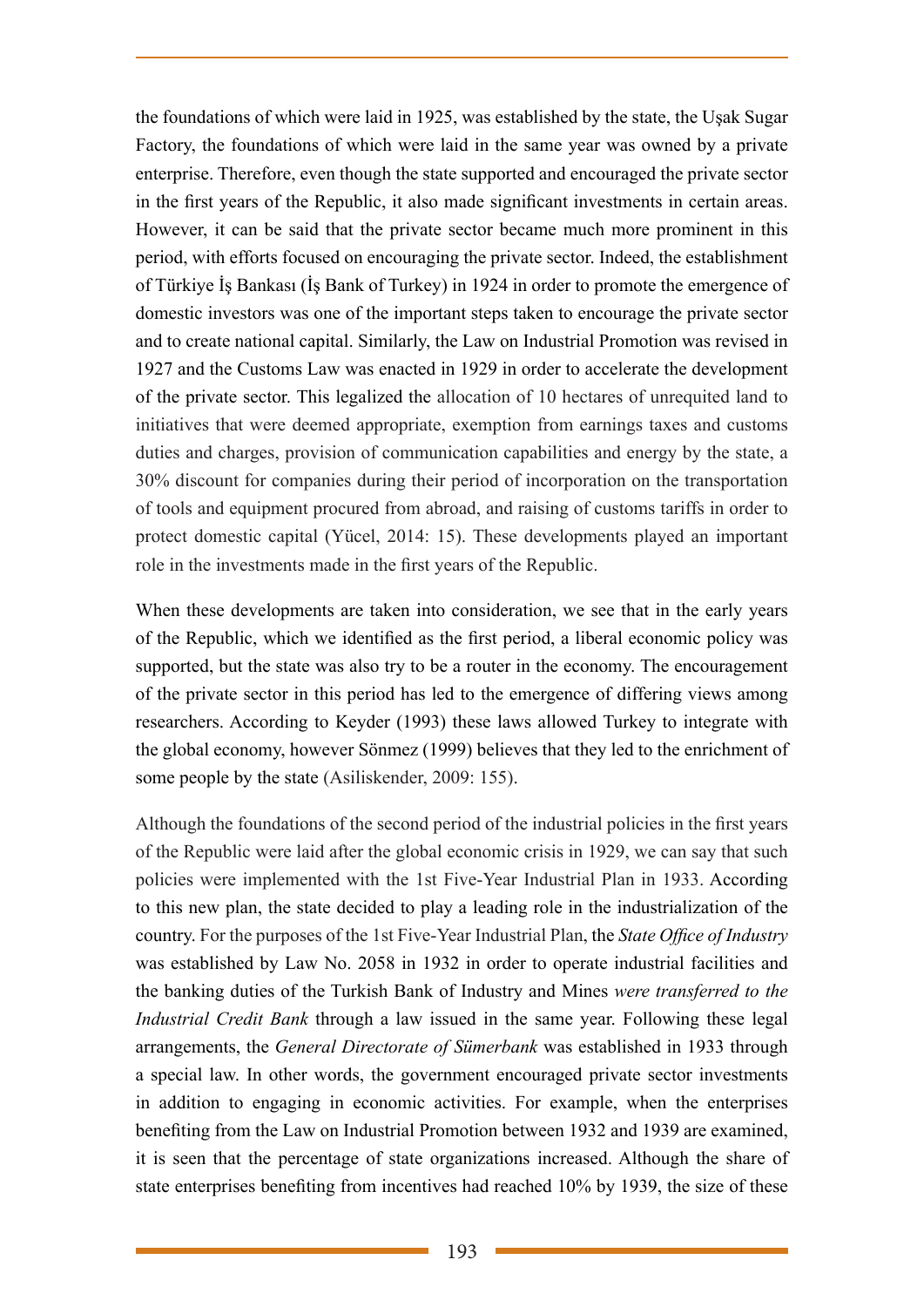the foundations of which were laid in 1925, was established by the state, the Uşak Sugar Factory, the foundations of which were laid in the same year was owned by a private enterprise. Therefore, even though the state supported and encouraged the private sector in the first years of the Republic, it also made significant investments in certain areas. However, it can be said that the private sector became much more prominent in this period, with efforts focused on encouraging the private sector. Indeed, the establishment of Türkiye İş Bankası (İş Bank of Turkey) in 1924 in order to promote the emergence of domestic investors was one of the important steps taken to encourage the private sector and to create national capital. Similarly, the Law on Industrial Promotion was revised in 1927 and the Customs Law was enacted in 1929 in order to accelerate the development of the private sector. This legalized the allocation of 10 hectares of unrequited land to initiatives that were deemed appropriate, exemption from earnings taxes and customs duties and charges, provision of communication capabilities and energy by the state, a 30% discount for companies during their period of incorporation on the transportation of tools and equipment procured from abroad, and raising of customs tariffs in order to protect domestic capital (Yücel, 2014: 15). These developments played an important role in the investments made in the first years of the Republic.

When these developments are taken into consideration, we see that in the early years of the Republic, which we identified as the first period, a liberal economic policy was supported, but the state was also try to be a router in the economy. The encouragement of the private sector in this period has led to the emergence of differing views among researchers. According to Keyder (1993) these laws allowed Turkey to integrate with the global economy, however Sönmez (1999) believes that they led to the enrichment of some people by the state (Asiliskender, 2009: 155).

Although the foundations of the second period of the industrial policies in the first years of the Republic were laid after the global economic crisis in 1929, we can say that such policies were implemented with the 1st Five-Year Industrial Plan in 1933. According to this new plan, the state decided to play a leading role in the industrialization of the country. For the purposes of the 1st Five-Year Industrial Plan, the *State Office of Industry* was established by Law No. 2058 in 1932 in order to operate industrial facilities and the banking duties of the Turkish Bank of Industry and Mines *were transferred to the Industrial Credit Bank* through a law issued in the same year. Following these legal arrangements, the *General Directorate of Sümerbank* was established in 1933 through a special law. In other words, the government encouraged private sector investments in addition to engaging in economic activities. For example, when the enterprises benefiting from the Law on Industrial Promotion between 1932 and 1939 are examined, it is seen that the percentage of state organizations increased. Although the share of state enterprises benefiting from incentives had reached 10% by 1939, the size of these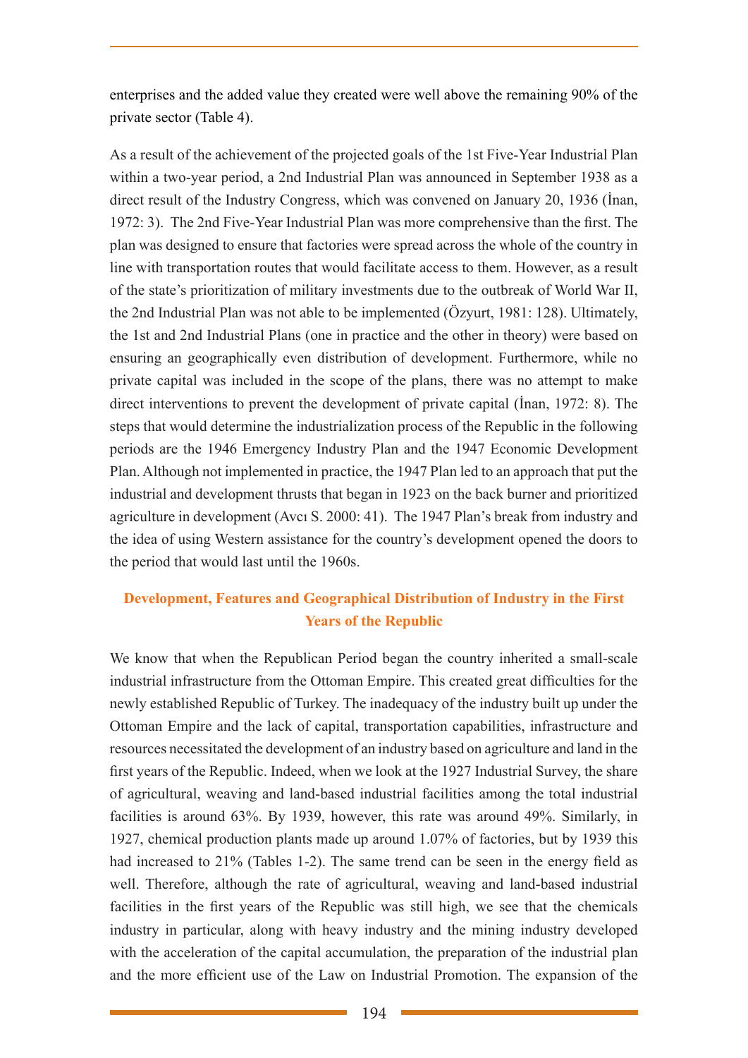enterprises and the added value they created were well above the remaining 90% of the private sector (Table 4).

As a result of the achievement of the projected goals of the 1st Five-Year Industrial Plan within a two-year period, a 2nd Industrial Plan was announced in September 1938 as a direct result of the Industry Congress, which was convened on January 20, 1936 (İnan, 1972: 3). The 2nd Five-Year Industrial Plan was more comprehensive than the first. The plan was designed to ensure that factories were spread across the whole of the country in line with transportation routes that would facilitate access to them. However, as a result of the state's prioritization of military investments due to the outbreak of World War II, the 2nd Industrial Plan was not able to be implemented (Özyurt, 1981: 128). Ultimately, the 1st and 2nd Industrial Plans (one in practice and the other in theory) were based on ensuring an geographically even distribution of development. Furthermore, while no private capital was included in the scope of the plans, there was no attempt to make direct interventions to prevent the development of private capital (İnan, 1972: 8). The steps that would determine the industrialization process of the Republic in the following periods are the 1946 Emergency Industry Plan and the 1947 Economic Development Plan. Although not implemented in practice, the 1947 Plan led to an approach that put the industrial and development thrusts that began in 1923 on the back burner and prioritized agriculture in development (Avcı S. 2000: 41). The 1947 Plan's break from industry and the idea of using Western assistance for the country's development opened the doors to the period that would last until the 1960s.

## Development, Features and Geographical Distribution of Industry in the First Years of the Republic

We know that when the Republican Period began the country inherited a small-scale industrial infrastructure from the Ottoman Empire. This created great difficulties for the newly established Republic of Turkey. The inadequacy of the industry built up under the Ottoman Empire and the lack of capital, transportation capabilities, infrastructure and resources necessitated the development of an industry based on agriculture and land in the first years of the Republic. Indeed, when we look at the 1927 Industrial Survey, the share of agricultural, weaving and land-based industrial facilities among the total industrial facilities is around 63%. By 1939, however, this rate was around 49%. Similarly, in 1927, chemical production plants made up around 1.07% of factories, but by 1939 this had increased to 21% (Tables 1-2). The same trend can be seen in the energy field as well. Therefore, although the rate of agricultural, weaving and land-based industrial facilities in the first years of the Republic was still high, we see that the chemicals industry in particular, along with heavy industry and the mining industry developed with the acceleration of the capital accumulation, the preparation of the industrial plan and the more efficient use of the Law on Industrial Promotion. The expansion of the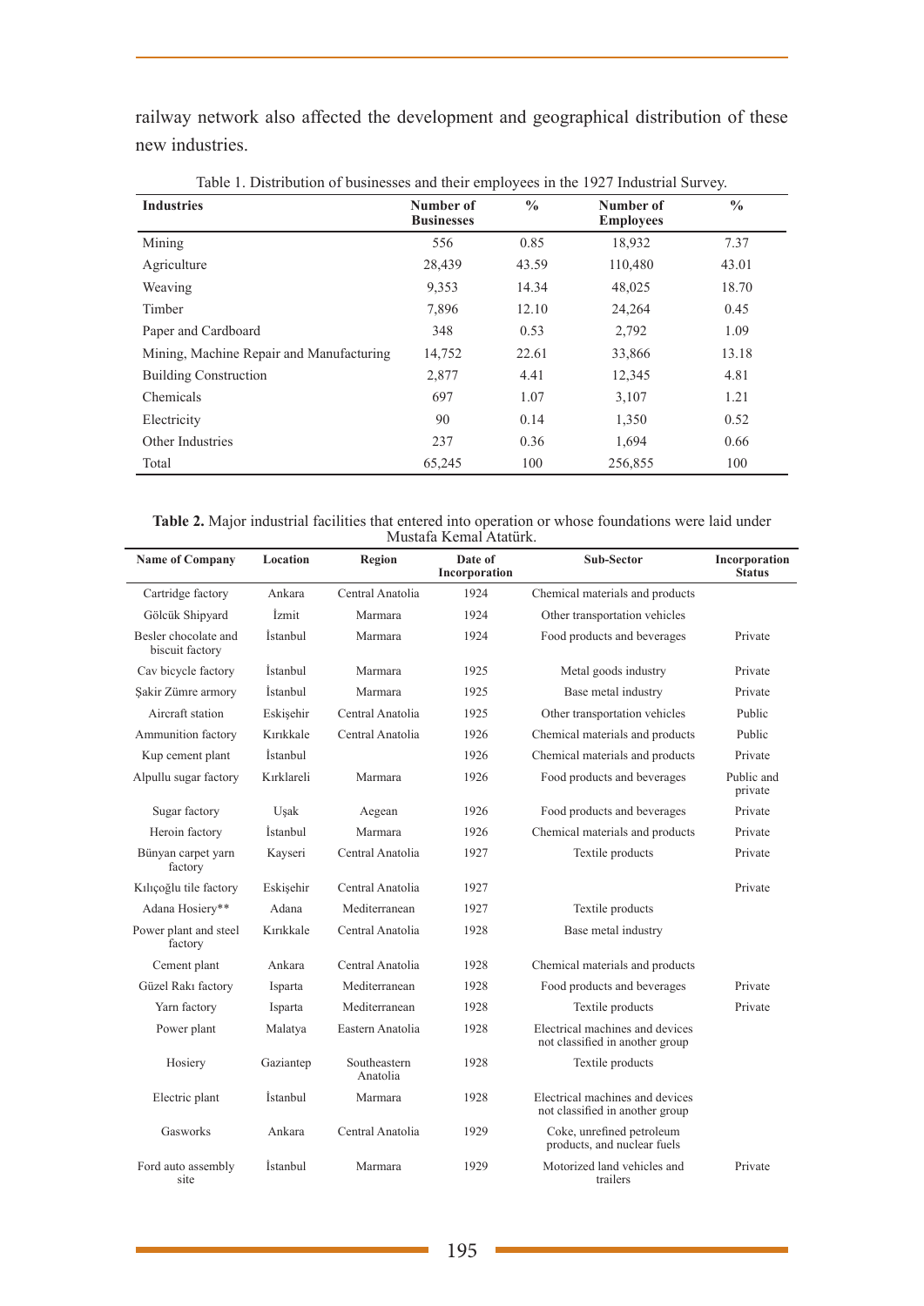railway network also affected the development and geographical distribution of these new industries.

Table 1. Distribution of businesses and their employees in the 1927 Industrial Survey.

| Industries | Number of Businesses | % | Number of Employees | % |
|---|---|---|---|---|
| Mining | 556 | 0.85 | 18,932 | 7.37 |
| Agriculture | 28,439 | 43.59 | 110,480 | 43.01 |
| Weaving | 9,353 | 14.34 | 48,025 | 18.70 |
| Timber | 7,896 | 12.10 | 24,264 | 0.45 |
| Paper and Cardboard | 348 | 0.53 | 2,792 | 1.09 |
| Mining, Machine Repair and Manufacturing | 14,752 | 22.61 | 33,866 | 13.18 |
| Building Construction | 2,877 | 4.41 | 12,345 | 4.81 |
| Chemicals | 697 | 1.07 | 3,107 | 1.21 |
| Electricity | 90 | 0.14 | 1,350 | 0.52 |
| Other Industries | 237 | 0.36 | 1,694 | 0.66 |
| Total | 65,245 | 100 | 256,855 | 100 |

**Table 2.** Major industrial facilities that entered into operation or whose foundations were laid under Mustafa Kemal Atatürk.

| Name of Company | Location | Region | Date of Incorporation | Sub-Sector | Incorporation Status |
|---|---|---|---|---|---|
| Cartridge factory | Ankara | Central Anatolia | 1924 | Chemical materials and products | |
| Gölcük Shipyard | İzmit | Marmara | 1924 | Other transportation vehicles | |
| Besler chocolate and biscuit factory | İstanbul | Marmara | 1924 | Food products and beverages | Private |
| Cav bicycle factory | İstanbul | Marmara | 1925 | Metal goods industry | Private |
| Şakir Zümre armory | İstanbul | Marmara | 1925 | Base metal industry | Private |
| Aircraft station | Eskişehir | Central Anatolia | 1925 | Other transportation vehicles | Public |
| Ammunition factory | Kırıkkale | Central Anatolia | 1926 | Chemical materials and products | Public |
| Kup cement plant | İstanbul | | 1926 | Chemical materials and products | Private |
| Alpullu sugar factory | Kırklareli | Marmara | 1926 | Food products and beverages | Public and private |
| Sugar factory | Uşak | Aegean | 1926 | Food products and beverages | Private |
| Heroin factory | İstanbul | Marmara | 1926 | Chemical materials and products | Private |
| Bünyan carpet yarn factory | Kayseri | Central Anatolia | 1927 | Textile products | Private |
| Kılıçoğlu tile factory | Eskişehir | Central Anatolia | 1927 | | Private |
| Adana Hosiery** | Adana | Mediterranean | 1927 | Textile products | |
| Power plant and steel factory | Kırıkkale | Central Anatolia | 1928 | Base metal industry | |
| Cement plant | Ankara | Central Anatolia | 1928 | Chemical materials and products | |
| Güzel Rakı factory | Isparta | Mediterranean | 1928 | Food products and beverages | Private |
| Yarn factory | Isparta | Mediterranean | 1928 | Textile products | Private |
| Power plant | Malatya | Eastern Anatolia | 1928 | Electrical machines and devices not classified in another group | |
| Hosiery | Gaziantep | Southeastern Anatolia | 1928 | Textile products | |
| Electric plant | İstanbul | Marmara | 1928 | Electrical machines and devices not classified in another group | |
| Gasworks | Ankara | Central Anatolia | 1929 | Coke, unrefined petroleum products, and nuclear fuels | |
| Ford auto assembly site | İstanbul | Marmara | 1929 | Motorized land vehicles and trailers | Private |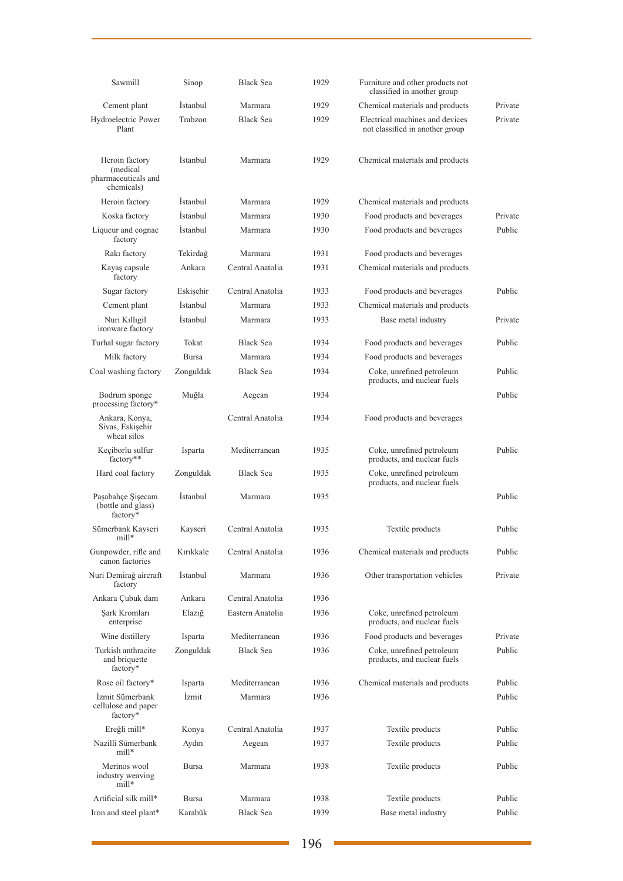| | | | | | |
|---|---|---|---|---|---|
| Sawmill | Sinop | Black Sea | 1929 | Furniture and other products not classified in another group | |
| Cement plant | İstanbul | Marmara | 1929 | Chemical materials and products | Private |
| Hydroelectric Power Plant | Trabzon | Black Sea | 1929 | Electrical machines and devices not classified in another group | Private |
| Heroin factory (medical pharmaceuticals and chemicals) | İstanbul | Marmara | 1929 | Chemical materials and products | |
| Heroin factory | İstanbul | Marmara | 1929 | Chemical materials and products | |
| Koska factory | İstanbul | Marmara | 1930 | Food products and beverages | Private |
| Liqueur and cognac factory | İstanbul | Marmara | 1930 | Food products and beverages | Public |
| Rakı factory | Tekirdağ | Marmara | 1931 | Food products and beverages | |
| Kayaş capsule factory | Ankara | Central Anatolia | 1931 | Chemical materials and products | |
| Sugar factory | Eskişehir | Central Anatolia | 1933 | Food products and beverages | Public |
| Cement plant | İstanbul | Marmara | 1933 | Chemical materials and products | |
| Nuri Kıllıgil ironware factory | İstanbul | Marmara | 1933 | Base metal industry | Private |
| Turhal sugar factory | Tokat | Black Sea | 1934 | Food products and beverages | Public |
| Milk factory | Bursa | Marmara | 1934 | Food products and beverages | |
| Coal washing factory | Zonguldak | Black Sea | 1934 | Coke, unrefined petroleum products, and nuclear fuels | Public |
| Bodrum sponge processing factory* | Muğla | Aegean | 1934 | | Public |
| Ankara, Konya, Sivas, Eskişehir wheat silos | | Central Anatolia | 1934 | Food products and beverages | |
| Keçiborlu sulfur factory** | Isparta | Mediterranean | 1935 | Coke, unrefined petroleum products, and nuclear fuels | Public |
| Hard coal factory | Zonguldak | Black Sea | 1935 | Coke, unrefined petroleum products, and nuclear fuels | |
| Paşabahçe Şişecam (bottle and glass) factory* | İstanbul | Marmara | 1935 | | Public |
| Sümerbank Kayseri mill* | Kayseri | Central Anatolia | 1935 | Textile products | Public |
| Gunpowder, rifle and canon factories | Kırıkkale | Central Anatolia | 1936 | Chemical materials and products | Public |
| Nuri Demirağ aircraft factory | İstanbul | Marmara | 1936 | Other transportation vehicles | Private |
| Ankara Çubuk dam | Ankara | Central Anatolia | 1936 | | |
| Şark Kromları enterprise | Elazığ | Eastern Anatolia | 1936 | Coke, unrefined petroleum products, and nuclear fuels | |
| Wine distillery | Isparta | Mediterranean | 1936 | Food products and beverages | Private |
| Turkish anthracite and briquette factory* | Zonguldak | Black Sea | 1936 | Coke, unrefined petroleum products, and nuclear fuels | Public |
| Rose oil factory* | Isparta | Mediterranean | 1936 | Chemical materials and products | Public |
| İzmit Sümerbank cellulose and paper factory* | İzmit | Marmara | 1936 | | Public |
| Ereğli mill* | Konya | Central Anatolia | 1937 | Textile products | Public |
| Nazilli Sümerbank mill* | Aydın | Aegean | 1937 | Textile products | Public |
| Merinos wool industry weaving mill* | Bursa | Marmara | 1938 | Textile products | Public |
| Artificial silk mill* | Bursa | Marmara | 1938 | Textile products | Public |
| Iron and steel plant* | Karabük | Black Sea | 1939 | Base metal industry | Public |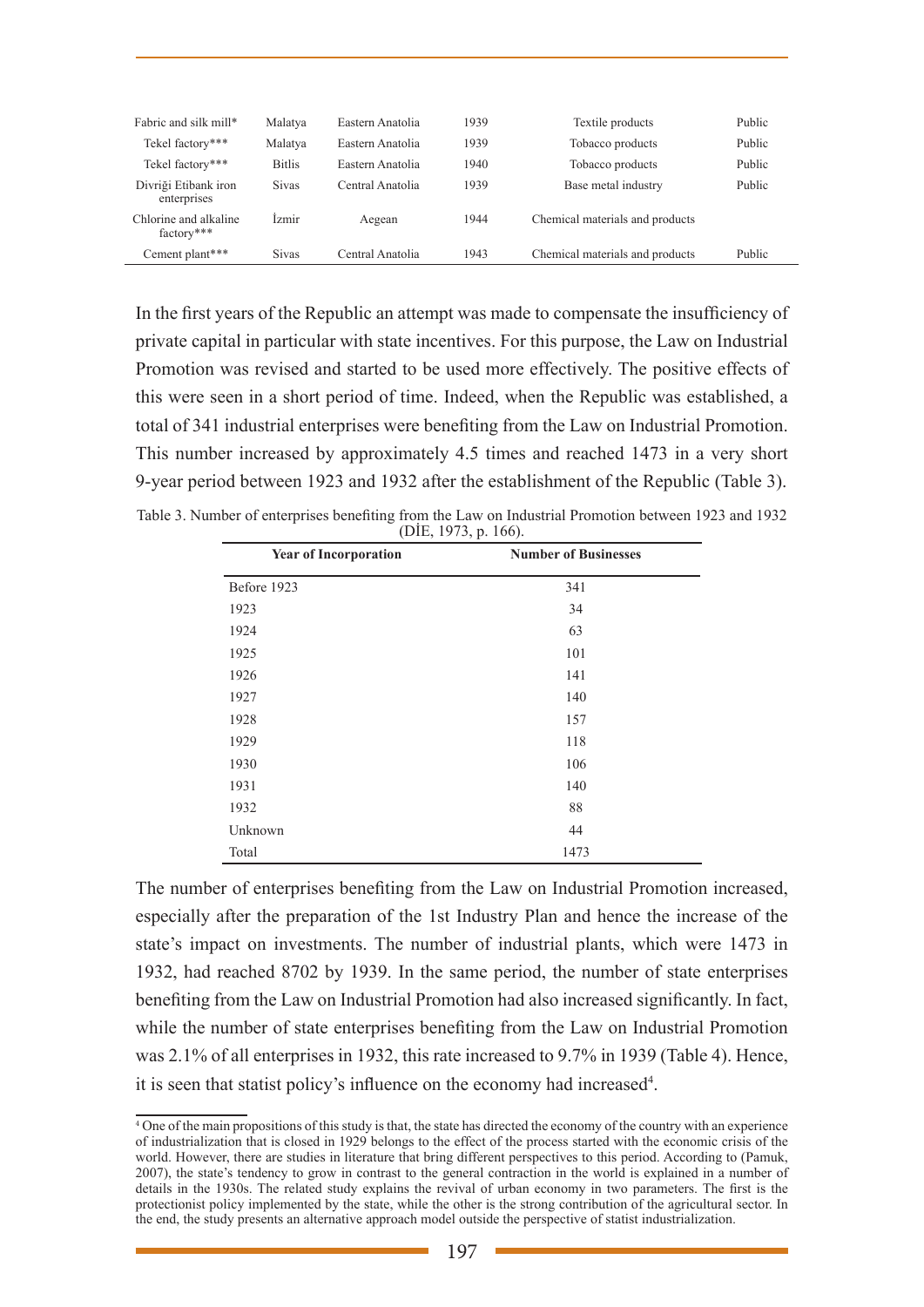| | | | | | |
|---|---|---|---|---|---|
| Fabric and silk mill* | Malatya | Eastern Anatolia | 1939 | Textile products | Public |
| Tekel factory*** | Malatya | Eastern Anatolia | 1939 | Tobacco products | Public |
| Tekel factory*** | Bitlis | Eastern Anatolia | 1940 | Tobacco products | Public |
| Divriği Etibank iron enterprises | Sivas | Central Anatolia | 1939 | Base metal industry | Public |
| Chlorine and alkaline factory*** | İzmir | Aegean | 1944 | Chemical materials and products | |
| Cement plant*** | Sivas | Central Anatolia | 1943 | Chemical materials and products | Public |

In the first years of the Republic an attempt was made to compensate the insufficiency of private capital in particular with state incentives. For this purpose, the Law on Industrial Promotion was revised and started to be used more effectively. The positive effects of this were seen in a short period of time. Indeed, when the Republic was established, a total of 341 industrial enterprises were benefiting from the Law on Industrial Promotion. This number increased by approximately 4.5 times and reached 1473 in a very short 9-year period between 1923 and 1932 after the establishment of the Republic (Table 3).

Table 3. Number of enterprises benefiting from the Law on Industrial Promotion between 1923 and 1932 (DİE, 1973, p. 166).

| Year of Incorporation | Number of Businesses |
|---|---|
| Before 1923 | 341 |
| 1923 | 34 |
| 1924 | 63 |
| 1925 | 101 |
| 1926 | 141 |
| 1927 | 140 |
| 1928 | 157 |
| 1929 | 118 |
| 1930 | 106 |
| 1931 | 140 |
| 1932 | 88 |
| Unknown | 44 |
| Total | 1473 |

The number of enterprises benefiting from the Law on Industrial Promotion increased, especially after the preparation of the 1st Industry Plan and hence the increase of the state's impact on investments. The number of industrial plants, which were 1473 in 1932, had reached 8702 by 1939. In the same period, the number of state enterprises benefiting from the Law on Industrial Promotion had also increased significantly. In fact, while the number of state enterprises benefiting from the Law on Industrial Promotion was 2.1% of all enterprises in 1932, this rate increased to 9.7% in 1939 (Table 4). Hence, it is seen that statist policy's influence on the economy had increased[4].

[4] One of the main propositions of this study is that, the state has directed the economy of the country with an experience of industrialization that is closed in 1929 belongs to the effect of the process started with the economic crisis of the world. However, there are studies in literature that bring different perspectives to this period. According to (Pamuk, 2007), the state's tendency to grow in contrast to the general contraction in the world is explained in a number of details in the 1930s. The related study explains the revival of urban economy in two parameters. The first is the protectionist policy implemented by the state, while the other is the strong contribution of the agricultural sector. In the end, the study presents an alternative approach model outside the perspective of statist industrialization.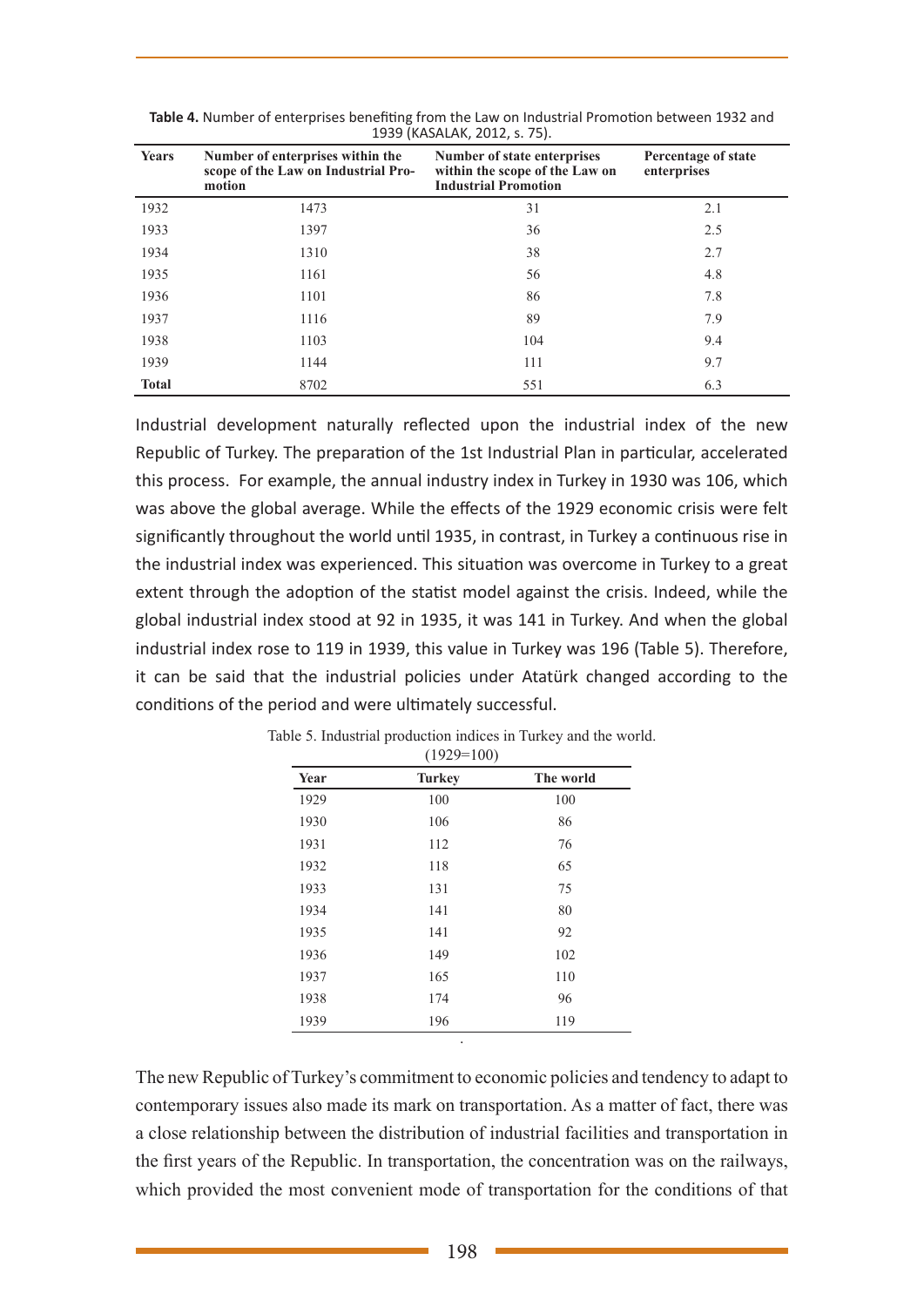**Table 4.** Number of enterprises benefiting from the Law on Industrial Promotion between 1932 and 1939 (KASALAK, 2012, s. 75).

| Years | Number of enterprises within the scope of the Law on Industrial Promotion | Number of state enterprises within the scope of the Law on Industrial Promotion | Percentage of state enterprises |
|---|---|---|---|
| 1932 | 1473 | 31 | 2.1 |
| 1933 | 1397 | 36 | 2.5 |
| 1934 | 1310 | 38 | 2.7 |
| 1935 | 1161 | 56 | 4.8 |
| 1936 | 1101 | 86 | 7.8 |
| 1937 | 1116 | 89 | 7.9 |
| 1938 | 1103 | 104 | 9.4 |
| 1939 | 1144 | 111 | 9.7 |
| **Total** | 8702 | 551 | 6.3 |

Industrial development naturally reflected upon the industrial index of the new Republic of Turkey. The preparation of the 1st Industrial Plan in particular, accelerated this process. For example, the annual industry index in Turkey in 1930 was 106, which was above the global average. While the effects of the 1929 economic crisis were felt significantly throughout the world until 1935, in contrast, in Turkey a continuous rise in the industrial index was experienced. This situation was overcome in Turkey to a great extent through the adoption of the statist model against the crisis. Indeed, while the global industrial index stood at 92 in 1935, it was 141 in Turkey. And when the global industrial index rose to 119 in 1939, this value in Turkey was 196 (Table 5). Therefore, it can be said that the industrial policies under Atatürk changed according to the conditions of the period and were ultimately successful.

Table 5. Industrial production indices in Turkey and the world. (1929=100)

| Year | Turkey | The world |
|---|---|---|
| 1929 | 100 | 100 |
| 1930 | 106 | 86 |
| 1931 | 112 | 76 |
| 1932 | 118 | 65 |
| 1933 | 131 | 75 |
| 1934 | 141 | 80 |
| 1935 | 141 | 92 |
| 1936 | 149 | 102 |
| 1937 | 165 | 110 |
| 1938 | 174 | 96 |
| 1939 | 196 | 119 |

The new Republic of Turkey's commitment to economic policies and tendency to adapt to contemporary issues also made its mark on transportation. As a matter of fact, there was a close relationship between the distribution of industrial facilities and transportation in the first years of the Republic. In transportation, the concentration was on the railways, which provided the most convenient mode of transportation for the conditions of that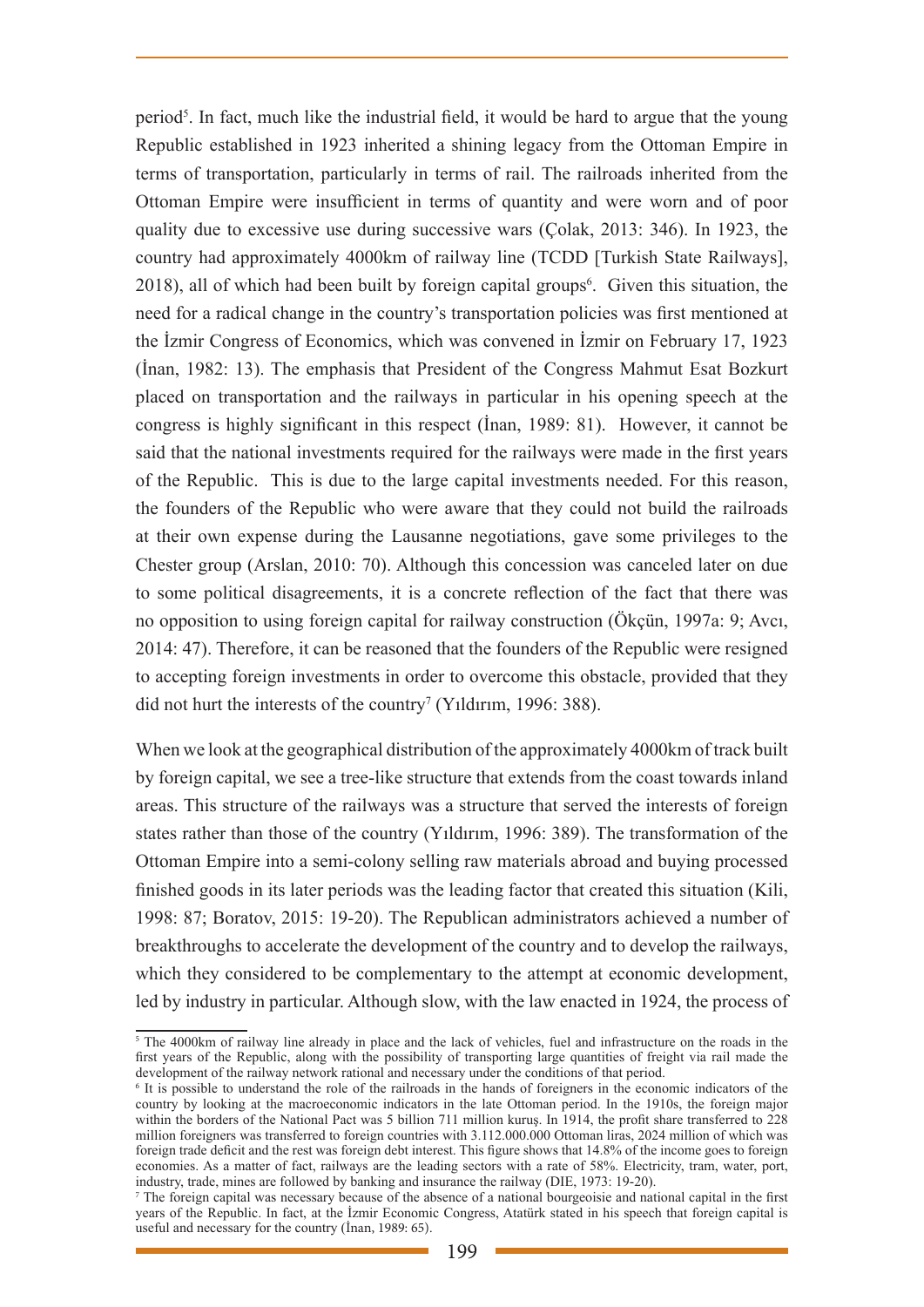period[5]. In fact, much like the industrial field, it would be hard to argue that the young Republic established in 1923 inherited a shining legacy from the Ottoman Empire in terms of transportation, particularly in terms of rail. The railroads inherited from the Ottoman Empire were insufficient in terms of quantity and were worn and of poor quality due to excessive use during successive wars (Çolak, 2013: 346). In 1923, the country had approximately 4000km of railway line (TCDD [Turkish State Railways], 2018), all of which had been built by foreign capital groups[6]. Given this situation, the need for a radical change in the country's transportation policies was first mentioned at the İzmir Congress of Economics, which was convened in İzmir on February 17, 1923 (İnan, 1982: 13). The emphasis that President of the Congress Mahmut Esat Bozkurt placed on transportation and the railways in particular in his opening speech at the congress is highly significant in this respect (İnan, 1989: 81). However, it cannot be said that the national investments required for the railways were made in the first years of the Republic. This is due to the large capital investments needed. For this reason, the founders of the Republic who were aware that they could not build the railroads at their own expense during the Lausanne negotiations, gave some privileges to the Chester group (Arslan, 2010: 70). Although this concession was canceled later on due to some political disagreements, it is a concrete reflection of the fact that there was no opposition to using foreign capital for railway construction (Ökçün, 1997a: 9; Avcı, 2014: 47). Therefore, it can be reasoned that the founders of the Republic were resigned to accepting foreign investments in order to overcome this obstacle, provided that they did not hurt the interests of the country[7] (Yıldırım, 1996: 388).

When we look at the geographical distribution of the approximately 4000km of track built by foreign capital, we see a tree-like structure that extends from the coast towards inland areas. This structure of the railways was a structure that served the interests of foreign states rather than those of the country (Yıldırım, 1996: 389). The transformation of the Ottoman Empire into a semi-colony selling raw materials abroad and buying processed finished goods in its later periods was the leading factor that created this situation (Kili, 1998: 87; Boratov, 2015: 19-20). The Republican administrators achieved a number of breakthroughs to accelerate the development of the country and to develop the railways, which they considered to be complementary to the attempt at economic development, led by industry in particular. Although slow, with the law enacted in 1924, the process of

---

[5] The 4000km of railway line already in place and the lack of vehicles, fuel and infrastructure on the roads in the first years of the Republic, along with the possibility of transporting large quantities of freight via rail made the development of the railway network rational and necessary under the conditions of that period.

[6] It is possible to understand the role of the railroads in the hands of foreigners in the economic indicators of the country by looking at the macroeconomic indicators in the late Ottoman period. In the 1910s, the foreign major within the borders of the National Pact was 5 billion 711 million kuruş. In 1914, the profit share transferred to 228 million foreigners was transferred to foreign countries with 3.112.000.000 Ottoman liras, 2024 million of which was foreign trade deficit and the rest was foreign debt interest. This figure shows that 14.8% of the income goes to foreign economies. As a matter of fact, railways are the leading sectors with a rate of 58%. Electricity, tram, water, port, industry, trade, mines are followed by banking and insurance the railway (DIE, 1973: 19-20).

[7] The foreign capital was necessary because of the absence of a national bourgeoisie and national capital in the first years of the Republic. In fact, at the İzmir Economic Congress, Atatürk stated in his speech that foreign capital is useful and necessary for the country (İnan, 1989: 65).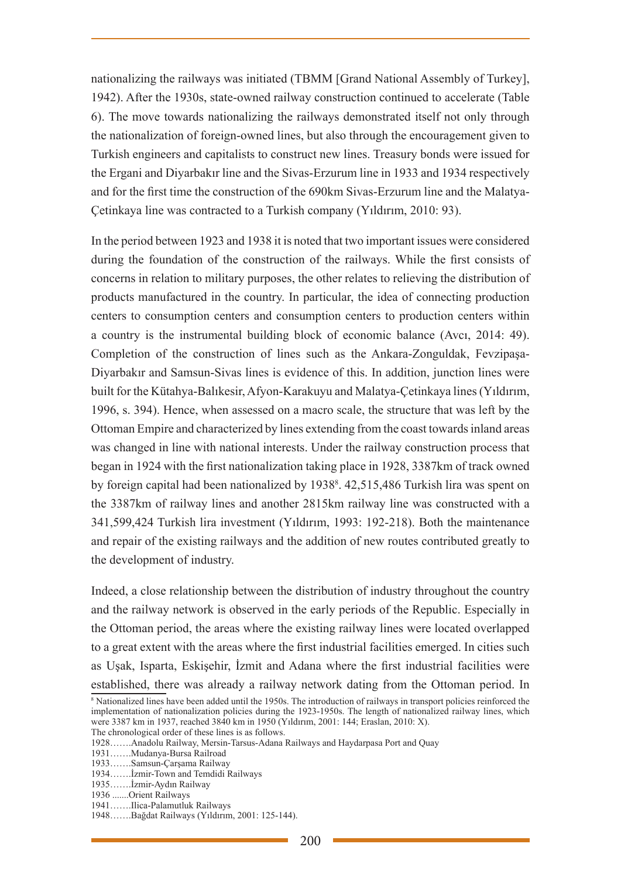nationalizing the railways was initiated (TBMM [Grand National Assembly of Turkey], 1942). After the 1930s, state-owned railway construction continued to accelerate (Table 6). The move towards nationalizing the railways demonstrated itself not only through the nationalization of foreign-owned lines, but also through the encouragement given to Turkish engineers and capitalists to construct new lines. Treasury bonds were issued for the Ergani and Diyarbakır line and the Sivas-Erzurum line in 1933 and 1934 respectively and for the first time the construction of the 690km Sivas-Erzurum line and the Malatya-Çetinkaya line was contracted to a Turkish company (Yıldırım, 2010: 93).

In the period between 1923 and 1938 it is noted that two important issues were considered during the foundation of the construction of the railways. While the first consists of concerns in relation to military purposes, the other relates to relieving the distribution of products manufactured in the country. In particular, the idea of connecting production centers to consumption centers and consumption centers to production centers within a country is the instrumental building block of economic balance (Avcı, 2014: 49). Completion of the construction of lines such as the Ankara-Zonguldak, Fevzipaşa-Diyarbakır and Samsun-Sivas lines is evidence of this. In addition, junction lines were built for the Kütahya-Balıkesir, Afyon-Karakuyu and Malatya-Çetinkaya lines (Yıldırım, 1996, s. 394). Hence, when assessed on a macro scale, the structure that was left by the Ottoman Empire and characterized by lines extending from the coast towards inland areas was changed in line with national interests. Under the railway construction process that began in 1924 with the first nationalization taking place in 1928, 3387km of track owned by foreign capital had been nationalized by 1938[8]. 42,515,486 Turkish lira was spent on the 3387km of railway lines and another 2815km railway line was constructed with a 341,599,424 Turkish lira investment (Yıldırım, 1993: 192-218). Both the maintenance and repair of the existing railways and the addition of new routes contributed greatly to the development of industry.

Indeed, a close relationship between the distribution of industry throughout the country and the railway network is observed in the early periods of the Republic. Especially in the Ottoman period, the areas where the existing railway lines were located overlapped to a great extent with the areas where the first industrial facilities emerged. In cities such as Uşak, Isparta, Eskişehir, İzmit and Adana where the first industrial facilities were established, there was already a railway network dating from the Ottoman period. In

[8] Nationalized lines have been added until the 1950s. The introduction of railways in transport policies reinforced the implementation of nationalization policies during the 1923-1950s. The length of nationalized railway lines, which were 3387 km in 1937, reached 3840 km in 1950 (Yıldırım, 2001: 144; Eraslan, 2010: X).
The chronological order of these lines is as follows.
1928…….Anadolu Railway, Mersin-Tarsus-Adana Railways and Haydarpasa Port and Quay
1931…….Mudanya-Bursa Railroad
1933…….Samsun-Çarşama Railway
1934…….İzmir-Town and Temdidi Railways
1935…….İzmir-Aydın Railway
1936 .......Orient Railways
1941…….Ilica-Palamutluk Railways
1948…….Bağdat Railways (Yıldırım, 2001: 125-144).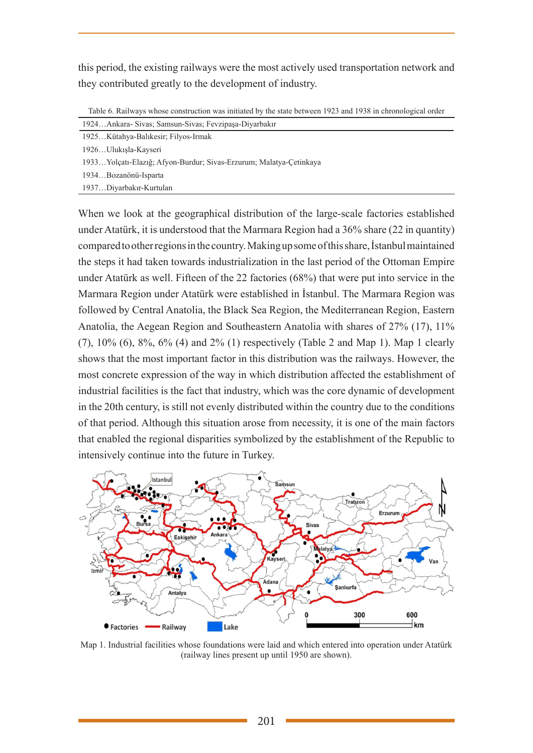this period, the existing railways were the most actively used transportation network and they contributed greatly to the development of industry.

Table 6. Railways whose construction was initiated by the state between 1923 and 1938 in chronological order

| 1924…Ankara- Sivas; Samsun-Sivas; Fevzipaşa-Diyarbakır |
|---|
| 1925…Kütahya-Balıkesir; Filyos-Irmak |
| 1926…Ulukışla-Kayseri |
| 1933…Yolçatı-Elazığ; Afyon-Burdur; Sivas-Erzurum; Malatya-Çetinkaya |
| 1934…Bozanönü-Isparta |
| 1937…Diyarbakır-Kurtulan |

When we look at the geographical distribution of the large-scale factories established under Atatürk, it is understood that the Marmara Region had a 36% share (22 in quantity) compared to other regions in the country. Making up some of this share, İstanbul maintained the steps it had taken towards industrialization in the last period of the Ottoman Empire under Atatürk as well. Fifteen of the 22 factories (68%) that were put into service in the Marmara Region under Atatürk were established in İstanbul. The Marmara Region was followed by Central Anatolia, the Black Sea Region, the Mediterranean Region, Eastern Anatolia, the Aegean Region and Southeastern Anatolia with shares of 27% (17), 11% (7), 10% (6), 8%, 6% (4) and 2% (1) respectively (Table 2 and Map 1). Map 1 clearly shows that the most important factor in this distribution was the railways. However, the most concrete expression of the way in which distribution affected the establishment of industrial facilities is the fact that industry, which was the core dynamic of development in the 20th century, is still not evenly distributed within the country due to the conditions of that period. Although this situation arose from necessity, it is one of the main factors that enabled the regional disparities symbolized by the establishment of the Republic to intensively continue into the future in Turkey.

Map 1. Industrial facilities whose foundations were laid and which entered into operation under Atatürk (railway lines present up until 1950 are shown).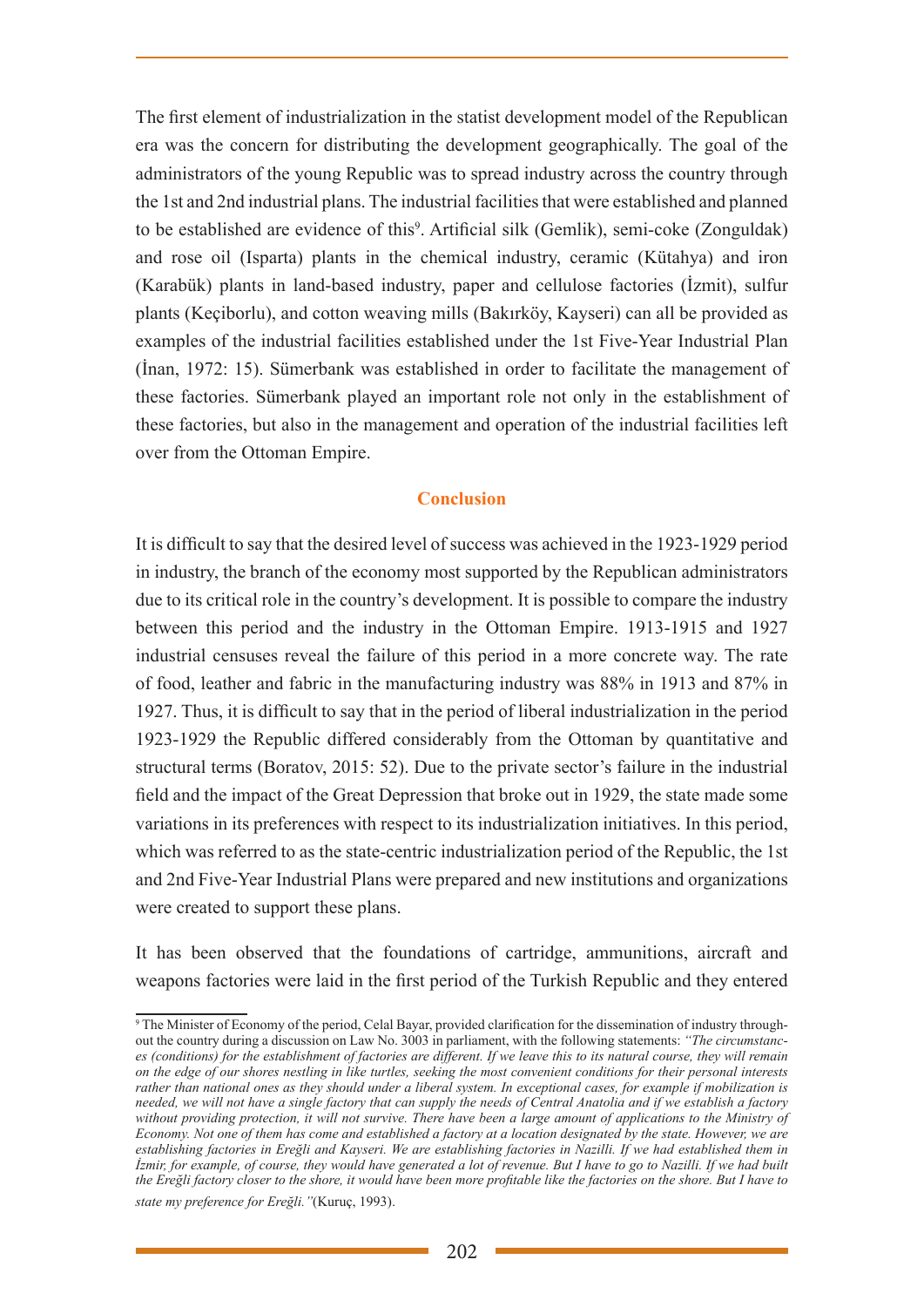The first element of industrialization in the statist development model of the Republican era was the concern for distributing the development geographically. The goal of the administrators of the young Republic was to spread industry across the country through the 1st and 2nd industrial plans. The industrial facilities that were established and planned to be established are evidence of this[9]. Artificial silk (Gemlik), semi-coke (Zonguldak) and rose oil (Isparta) plants in the chemical industry, ceramic (Kütahya) and iron (Karabük) plants in land-based industry, paper and cellulose factories (İzmit), sulfur plants (Keçiborlu), and cotton weaving mills (Bakırköy, Kayseri) can all be provided as examples of the industrial facilities established under the 1st Five-Year Industrial Plan (İnan, 1972: 15). Sümerbank was established in order to facilitate the management of these factories. Sümerbank played an important role not only in the establishment of these factories, but also in the management and operation of the industrial facilities left over from the Ottoman Empire.

## Conclusion

It is difficult to say that the desired level of success was achieved in the 1923-1929 period in industry, the branch of the economy most supported by the Republican administrators due to its critical role in the country's development. It is possible to compare the industry between this period and the industry in the Ottoman Empire. 1913-1915 and 1927 industrial censuses reveal the failure of this period in a more concrete way. The rate of food, leather and fabric in the manufacturing industry was 88% in 1913 and 87% in 1927. Thus, it is difficult to say that in the period of liberal industrialization in the period 1923-1929 the Republic differed considerably from the Ottoman by quantitative and structural terms (Boratov, 2015: 52). Due to the private sector's failure in the industrial field and the impact of the Great Depression that broke out in 1929, the state made some variations in its preferences with respect to its industrialization initiatives. In this period, which was referred to as the state-centric industrialization period of the Republic, the 1st and 2nd Five-Year Industrial Plans were prepared and new institutions and organizations were created to support these plans.

It has been observed that the foundations of cartridge, ammunitions, aircraft and weapons factories were laid in the first period of the Turkish Republic and they entered

---

[9] The Minister of Economy of the period, Celal Bayar, provided clarification for the dissemination of industry throughout the country during a discussion on Law No. 3003 in parliament, with the following statements: *"The circumstances (conditions) for the establishment of factories are different. If we leave this to its natural course, they will remain on the edge of our shores nestling in like turtles, seeking the most convenient conditions for their personal interests rather than national ones as they should under a liberal system. In exceptional cases, for example if mobilization is needed, we will not have a single factory that can supply the needs of Central Anatolia and if we establish a factory without providing protection, it will not survive. There have been a large amount of applications to the Ministry of Economy. Not one of them has come and established a factory at a location designated by the state. However, we are establishing factories in Ereğli and Kayseri. We are establishing factories in Nazilli. If we had established them in İzmir, for example, of course, they would have generated a lot of revenue. But I have to go to Nazilli. If we had built the Ereğli factory closer to the shore, it would have been more profitable like the factories on the shore. But I have to state my preference for Ereğli."*(Kuruç, 1993).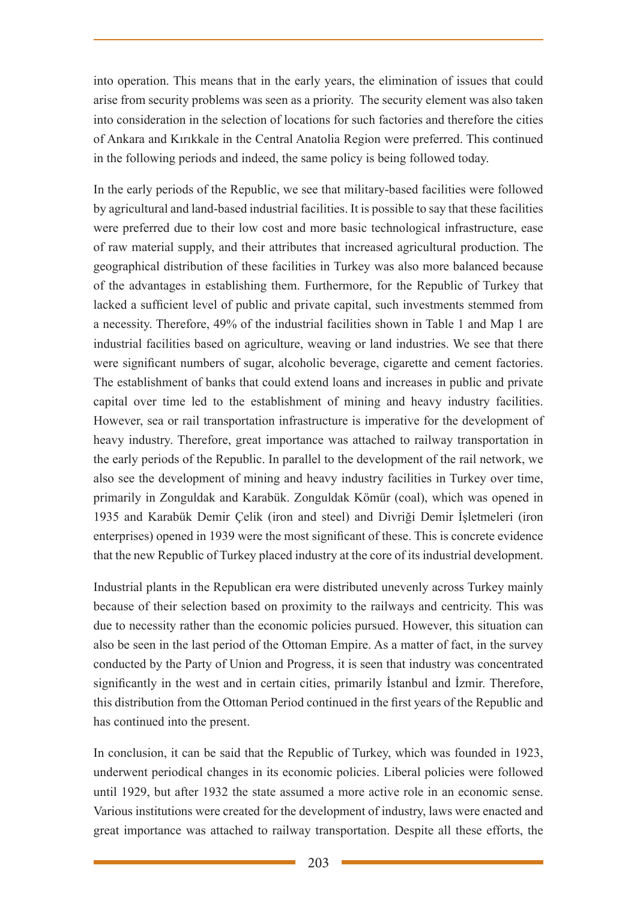into operation. This means that in the early years, the elimination of issues that could arise from security problems was seen as a priority. The security element was also taken into consideration in the selection of locations for such factories and therefore the cities of Ankara and Kırıkkale in the Central Anatolia Region were preferred. This continued in the following periods and indeed, the same policy is being followed today.

In the early periods of the Republic, we see that military-based facilities were followed by agricultural and land-based industrial facilities. It is possible to say that these facilities were preferred due to their low cost and more basic technological infrastructure, ease of raw material supply, and their attributes that increased agricultural production. The geographical distribution of these facilities in Turkey was also more balanced because of the advantages in establishing them. Furthermore, for the Republic of Turkey that lacked a sufficient level of public and private capital, such investments stemmed from a necessity. Therefore, 49% of the industrial facilities shown in Table 1 and Map 1 are industrial facilities based on agriculture, weaving or land industries. We see that there were significant numbers of sugar, alcoholic beverage, cigarette and cement factories. The establishment of banks that could extend loans and increases in public and private capital over time led to the establishment of mining and heavy industry facilities. However, sea or rail transportation infrastructure is imperative for the development of heavy industry. Therefore, great importance was attached to railway transportation in the early periods of the Republic. In parallel to the development of the rail network, we also see the development of mining and heavy industry facilities in Turkey over time, primarily in Zonguldak and Karabük. Zonguldak Kömür (coal), which was opened in 1935 and Karabük Demir Çelik (iron and steel) and Divriği Demir İşletmeleri (iron enterprises) opened in 1939 were the most significant of these. This is concrete evidence that the new Republic of Turkey placed industry at the core of its industrial development.

Industrial plants in the Republican era were distributed unevenly across Turkey mainly because of their selection based on proximity to the railways and centricity. This was due to necessity rather than the economic policies pursued. However, this situation can also be seen in the last period of the Ottoman Empire. As a matter of fact, in the survey conducted by the Party of Union and Progress, it is seen that industry was concentrated significantly in the west and in certain cities, primarily İstanbul and İzmir. Therefore, this distribution from the Ottoman Period continued in the first years of the Republic and has continued into the present.

In conclusion, it can be said that the Republic of Turkey, which was founded in 1923, underwent periodical changes in its economic policies. Liberal policies were followed until 1929, but after 1932 the state assumed a more active role in an economic sense. Various institutions were created for the development of industry, laws were enacted and great importance was attached to railway transportation. Despite all these efforts, the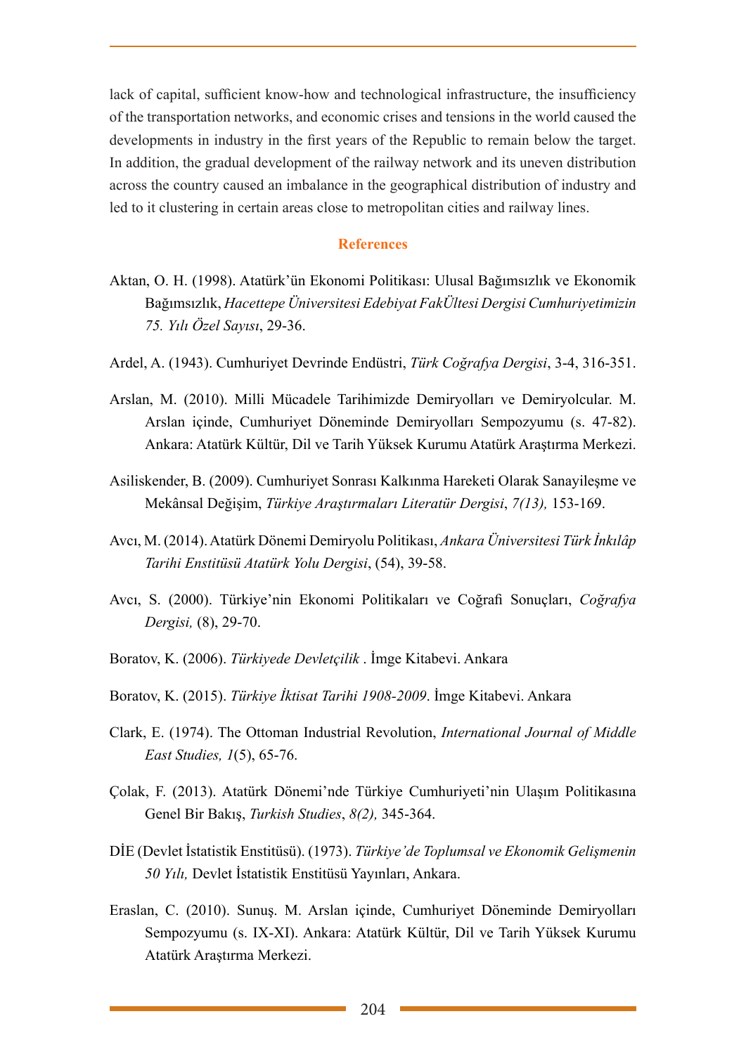lack of capital, sufficient know-how and technological infrastructure, the insufficiency of the transportation networks, and economic crises and tensions in the world caused the developments in industry in the first years of the Republic to remain below the target. In addition, the gradual development of the railway network and its uneven distribution across the country caused an imbalance in the geographical distribution of industry and led to it clustering in certain areas close to metropolitan cities and railway lines.

## References

Aktan, O. H. (1998). Atatürk'ün Ekonomi Politikası: Ulusal Bağımsızlık ve Ekonomik Bağımsızlık, *Hacettepe Üniversitesi Edebiyat FakÜltesi Dergisi Cumhuriyetimizin 75. Yılı Özel Sayısı*, 29-36.

Ardel, A. (1943). Cumhuriyet Devrinde Endüstri, *Türk Coğrafya Dergisi*, 3-4, 316-351.

Arslan, M. (2010). Milli Mücadele Tarihimizde Demiryolları ve Demiryolcular. M. Arslan içinde, Cumhuriyet Döneminde Demiryolları Sempozyumu (s. 47-82). Ankara: Atatürk Kültür, Dil ve Tarih Yüksek Kurumu Atatürk Araştırma Merkezi.

Asiliskender, B. (2009). Cumhuriyet Sonrası Kalkınma Hareketi Olarak Sanayileşme ve Mekânsal Değişim, *Türkiye Araştırmaları Literatür Dergisi*, *7(13),* 153-169.

Avcı, M. (2014). Atatürk Dönemi Demiryolu Politikası, *Ankara Üniversitesi Türk İnkılâp Tarihi Enstitüsü Atatürk Yolu Dergisi*, (54), 39-58.

Avcı, S. (2000). Türkiye'nin Ekonomi Politikaları ve Coğrafi Sonuçları, *Coğrafya Dergisi,* (8), 29-70.

Boratov, K. (2006). *Türkiyede Devletçilik* . İmge Kitabevi. Ankara

Boratov, K. (2015). *Türkiye İktisat Tarihi 1908-2009*. İmge Kitabevi. Ankara

Clark, E. (1974). The Ottoman Industrial Revolution, *International Journal of Middle East Studies, 1*(5), 65-76.

Çolak, F. (2013). Atatürk Dönemi'nde Türkiye Cumhuriyeti'nin Ulaşım Politikasına Genel Bir Bakış, *Turkish Studies*, *8(2),* 345-364.

DİE (Devlet İstatistik Enstitüsü). (1973). *Türkiye'de Toplumsal ve Ekonomik Gelişmenin 50 Yılı,* Devlet İstatistik Enstitüsü Yayınları, Ankara.

Eraslan, C. (2010). Sunuş. M. Arslan içinde, Cumhuriyet Döneminde Demiryolları Sempozyumu (s. IX-XI). Ankara: Atatürk Kültür, Dil ve Tarih Yüksek Kurumu Atatürk Araştırma Merkezi.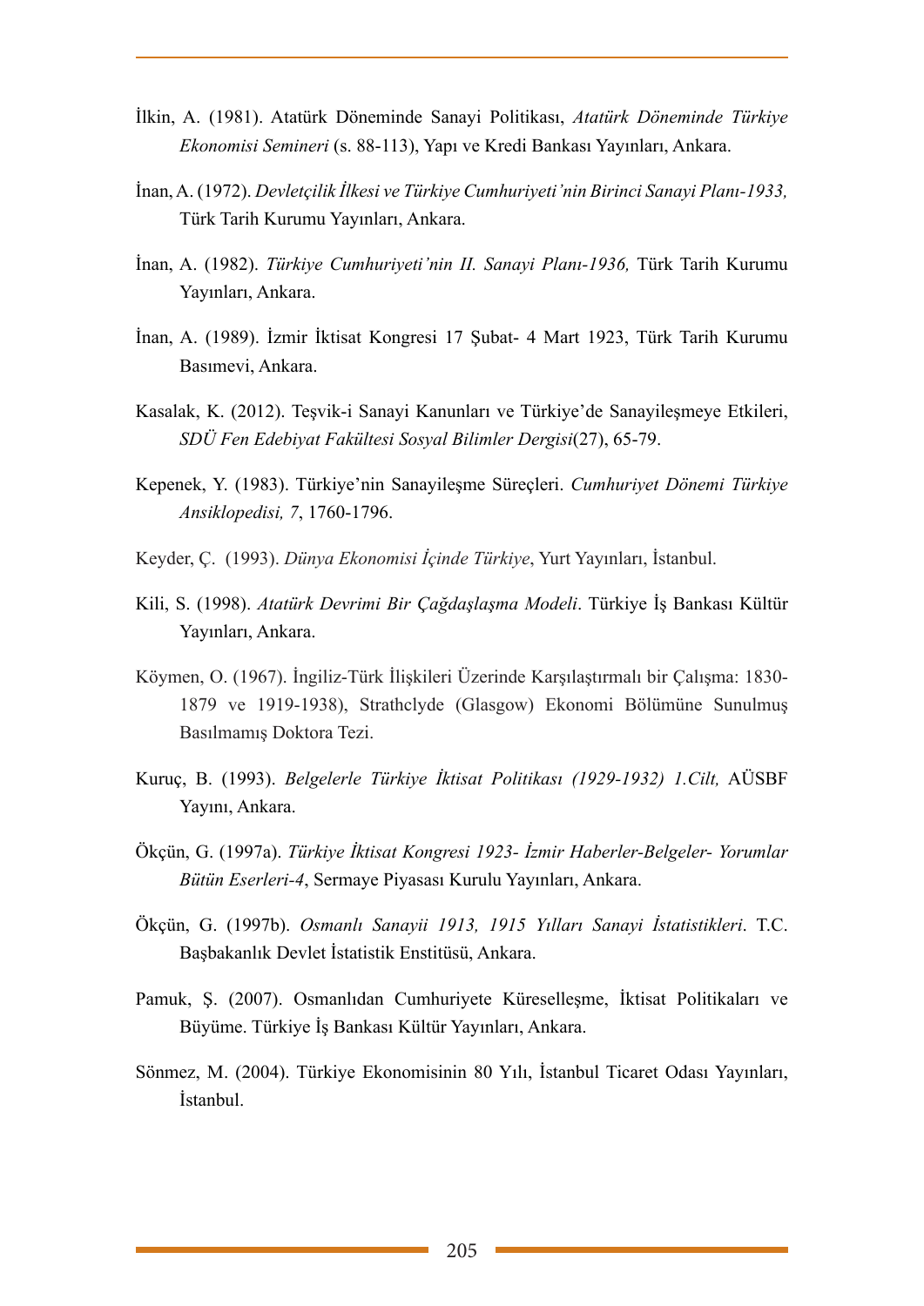İlkin, A. (1981). Atatürk Döneminde Sanayi Politikası, *Atatürk Döneminde Türkiye Ekonomisi Semineri* (s. 88-113), Yapı ve Kredi Bankası Yayınları, Ankara.

İnan, A. (1972). *Devletçilik İlkesi ve Türkiye Cumhuriyeti'nin Birinci Sanayi Planı-1933,* Türk Tarih Kurumu Yayınları, Ankara.

İnan, A. (1982). *Türkiye Cumhuriyeti'nin II. Sanayi Planı-1936,* Türk Tarih Kurumu Yayınları, Ankara.

İnan, A. (1989). İzmir İktisat Kongresi 17 Şubat- 4 Mart 1923, Türk Tarih Kurumu Basımevi, Ankara.

Kasalak, K. (2012). Teşvik-i Sanayi Kanunları ve Türkiye'de Sanayileşmeye Etkileri, *SDÜ Fen Edebiyat Fakültesi Sosyal Bilimler Dergisi*(27), 65-79.

Kepenek, Y. (1983). Türkiye'nin Sanayileşme Süreçleri. *Cumhuriyet Dönemi Türkiye Ansiklopedisi, 7*, 1760-1796.

Keyder, Ç. (1993). *Dünya Ekonomisi İçinde Türkiye*, Yurt Yayınları, İstanbul.

Kili, S. (1998). *Atatürk Devrimi Bir Çağdaşlaşma Modeli*. Türkiye İş Bankası Kültür Yayınları, Ankara.

Köymen, O. (1967). İngiliz-Türk İlişkileri Üzerinde Karşılaştırmalı bir Çalışma: 1830-1879 ve 1919-1938), Strathclyde (Glasgow) Ekonomi Bölümüne Sunulmuş Basılmamış Doktora Tezi.

Kuruç, B. (1993). *Belgelerle Türkiye İktisat Politikası (1929-1932) 1.Cilt,* AÜSBF Yayını, Ankara.

Ökçün, G. (1997a). *Türkiye İktisat Kongresi 1923- İzmir Haberler-Belgeler- Yorumlar Bütün Eserleri-4*, Sermaye Piyasası Kurulu Yayınları, Ankara.

Ökçün, G. (1997b). *Osmanlı Sanayii 1913, 1915 Yılları Sanayi İstatistikleri*. T.C. Başbakanlık Devlet İstatistik Enstitüsü, Ankara.

Pamuk, Ş. (2007). Osmanlıdan Cumhuriyete Küreselleşme, İktisat Politikaları ve Büyüme. Türkiye İş Bankası Kültür Yayınları, Ankara.

Sönmez, M. (2004). Türkiye Ekonomisinin 80 Yılı, İstanbul Ticaret Odası Yayınları, İstanbul.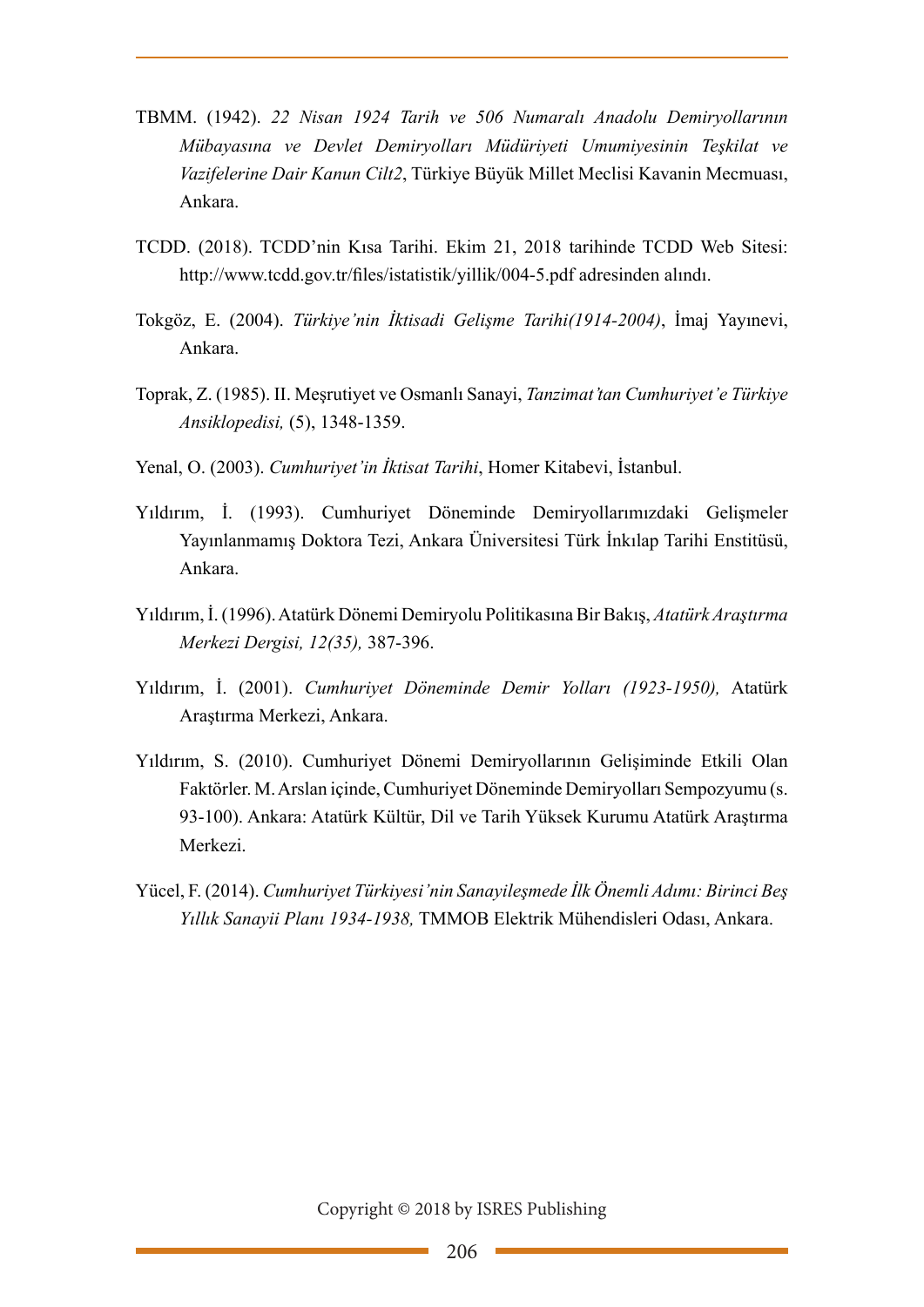TBMM. (1942). *22 Nisan 1924 Tarih ve 506 Numaralı Anadolu Demiryollarının Mübayasına ve Devlet Demiryolları Müdüriyeti Umumiyesinin Teşkilat ve Vazifelerine Dair Kanun Cilt2*, Türkiye Büyük Millet Meclisi Kavanin Mecmuası, Ankara.

TCDD. (2018). TCDD'nin Kısa Tarihi. Ekim 21, 2018 tarihinde TCDD Web Sitesi: http://www.tcdd.gov.tr/files/istatistik/yillik/004-5.pdf adresinden alındı.

Tokgöz, E. (2004). *Türkiye'nin İktisadi Gelişme Tarihi(1914-2004)*, İmaj Yayınevi, Ankara.

Toprak, Z. (1985). II. Meşrutiyet ve Osmanlı Sanayi, *Tanzimat'tan Cumhuriyet'e Türkiye Ansiklopedisi,* (5), 1348-1359.

Yenal, O. (2003). *Cumhuriyet'in İktisat Tarihi*, Homer Kitabevi, İstanbul.

Yıldırım, İ. (1993). Cumhuriyet Döneminde Demiryollarımızdaki Gelişmeler Yayınlanmamış Doktora Tezi, Ankara Üniversitesi Türk İnkılap Tarihi Enstitüsü, Ankara.

Yıldırım, İ. (1996). Atatürk Dönemi Demiryolu Politikasına Bir Bakış, *Atatürk Araştırma Merkezi Dergisi, 12(35),* 387-396.

Yıldırım, İ. (2001). *Cumhuriyet Döneminde Demir Yolları (1923-1950),* Atatürk Araştırma Merkezi, Ankara.

Yıldırım, S. (2010). Cumhuriyet Dönemi Demiryollarının Gelişiminde Etkili Olan Faktörler. M. Arslan içinde, Cumhuriyet Döneminde Demiryolları Sempozyumu (s. 93-100). Ankara: Atatürk Kültür, Dil ve Tarih Yüksek Kurumu Atatürk Araştırma Merkezi.

Yücel, F. (2014). *Cumhuriyet Türkiyesi'nin Sanayileşmede İlk Önemli Adımı: Birinci Beş Yıllık Sanayii Planı 1934-1938,* TMMOB Elektrik Mühendisleri Odası, Ankara.